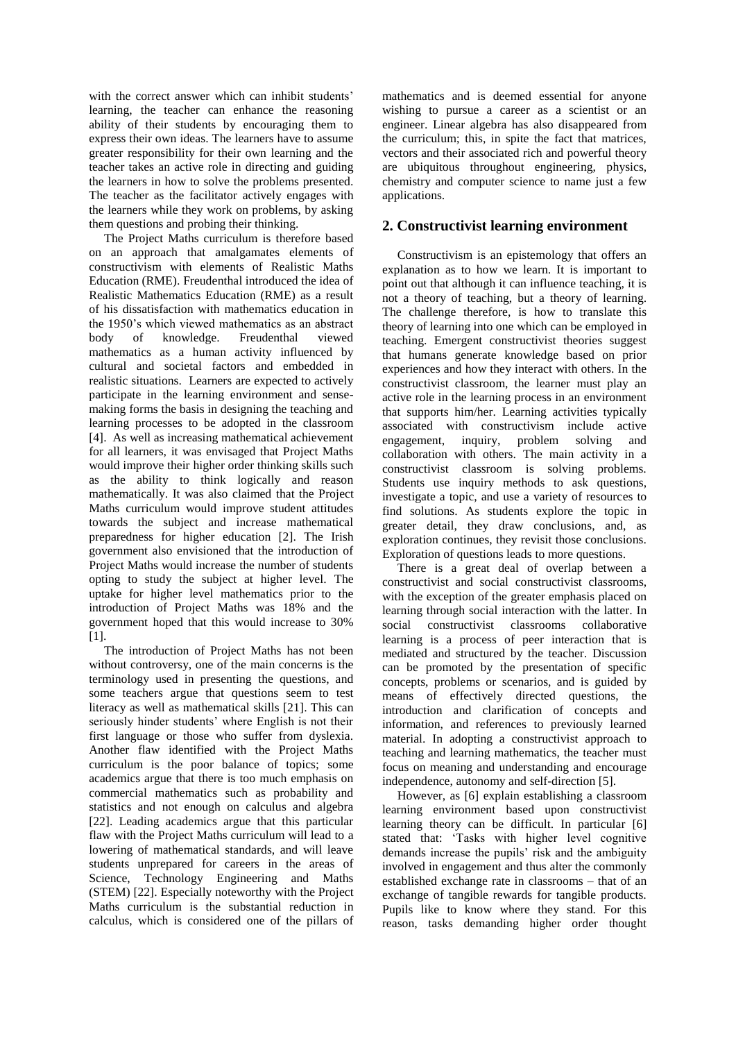with the correct answer which can inhibit students' learning, the teacher can enhance the reasoning ability of their students by encouraging them to express their own ideas. The learners have to assume greater responsibility for their own learning and the teacher takes an active role in directing and guiding the learners in how to solve the problems presented. The teacher as the facilitator actively engages with the learners while they work on problems, by asking them questions and probing their thinking.

The Project Maths curriculum is therefore based on an approach that amalgamates elements of constructivism with elements of Realistic Maths Education (RME). Freudenthal introduced the idea of Realistic Mathematics Education (RME) as a result of his dissatisfaction with mathematics education in the 1950's which viewed mathematics as an abstract body of knowledge. Freudenthal viewed mathematics as a human activity influenced by cultural and societal factors and embedded in realistic situations. Learners are expected to actively participate in the learning environment and sense-making forms the basis in designing the teaching and learning processes to be adopted in the classroom [4]. As well as increasing mathematical achievement for all learners, it was envisaged that Project Maths would improve their higher order thinking skills such as the ability to think logically and reason mathematically. It was also claimed that the Project Maths curriculum would improve student attitudes towards the subject and increase mathematical preparedness for higher education [2]. The Irish government also envisioned that the introduction of Project Maths would increase the number of students opting to study the subject at higher level. The uptake for higher level mathematics prior to the introduction of Project Maths was 18% and the government hoped that this would increase to 30% [1].

The introduction of Project Maths has not been without controversy, one of the main concerns is the terminology used in presenting the questions, and some teachers argue that questions seem to test literacy as well as mathematical skills [21]. This can seriously hinder students' where English is not their first language or those who suffer from dyslexia. Another flaw identified with the Project Maths curriculum is the poor balance of topics; some academics argue that there is too much emphasis on commercial mathematics such as probability and statistics and not enough on calculus and algebra [22]. Leading academics argue that this particular flaw with the Project Maths curriculum will lead to a lowering of mathematical standards, and will leave students unprepared for careers in the areas of Science, Technology Engineering and Maths (STEM) [22]. Especially noteworthy with the Project Maths curriculum is the substantial reduction in calculus, which is considered one of the pillars of mathematics and is deemed essential for anyone wishing to pursue a career as a scientist or an engineer. Linear algebra has also disappeared from the curriculum; this, in spite the fact that matrices, vectors and their associated rich and powerful theory are ubiquitous throughout engineering, physics, chemistry and computer science to name just a few applications.

## 2. Constructivist learning environment

Constructivism is an epistemology that offers an explanation as to how we learn. It is important to point out that although it can influence teaching, it is not a theory of teaching, but a theory of learning. The challenge therefore, is how to translate this theory of learning into one which can be employed in teaching. Emergent constructivist theories suggest that humans generate knowledge based on prior experiences and how they interact with others. In the constructivist classroom, the learner must play an active role in the learning process in an environment that supports him/her. Learning activities typically associated with constructivism include active engagement, inquiry, problem solving and collaboration with others. The main activity in a constructivist classroom is solving problems. Students use inquiry methods to ask questions, investigate a topic, and use a variety of resources to find solutions. As students explore the topic in greater detail, they draw conclusions, and, as exploration continues, they revisit those conclusions. Exploration of questions leads to more questions.

There is a great deal of overlap between a constructivist and social constructivist classrooms, with the exception of the greater emphasis placed on learning through social interaction with the latter. In social constructivist classrooms collaborative learning is a process of peer interaction that is mediated and structured by the teacher. Discussion can be promoted by the presentation of specific concepts, problems or scenarios, and is guided by means of effectively directed questions, the introduction and clarification of concepts and information, and references to previously learned material. In adopting a constructivist approach to teaching and learning mathematics, the teacher must focus on meaning and understanding and encourage independence, autonomy and self-direction [5].

However, as [6] explain establishing a classroom learning environment based upon constructivist learning theory can be difficult. In particular [6] stated that: 'Tasks with higher level cognitive demands increase the pupils' risk and the ambiguity involved in engagement and thus alter the commonly established exchange rate in classrooms – that of an exchange of tangible rewards for tangible products. Pupils like to know where they stand. For this reason, tasks demanding higher order thought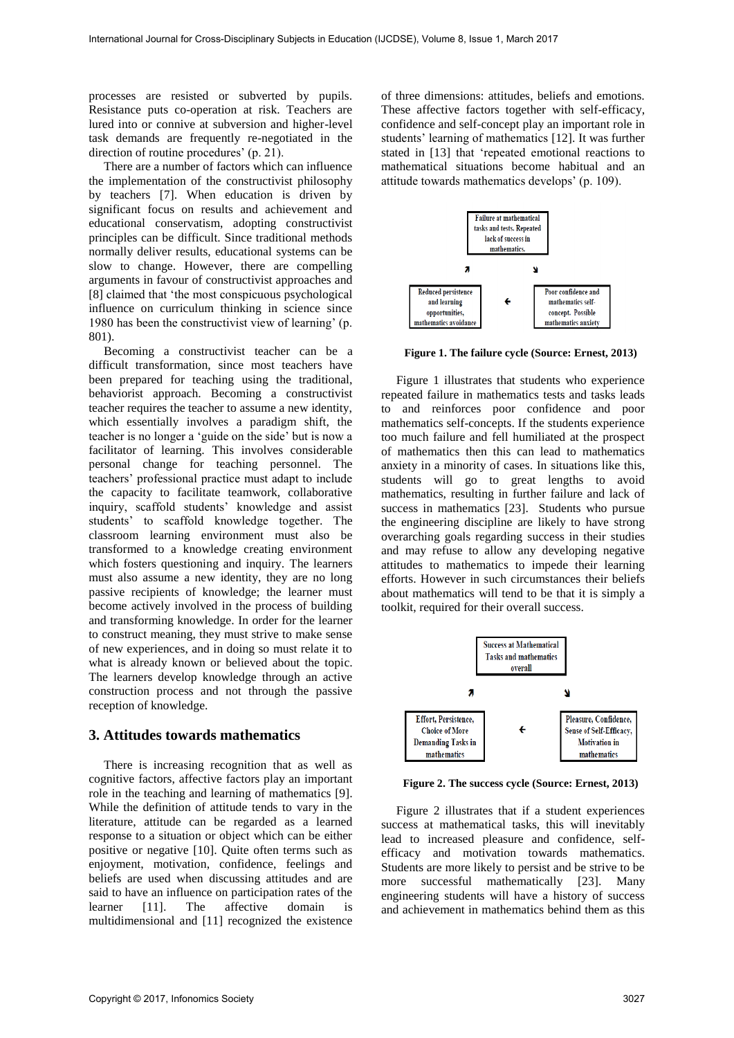processes are resisted or subverted by pupils. Resistance puts co-operation at risk. Teachers are lured into or connive at subversion and higher-level task demands are frequently re-negotiated in the direction of routine procedures' (p. 21).

There are a number of factors which can influence the implementation of the constructivist philosophy by teachers [7]. When education is driven by significant focus on results and achievement and educational conservatism, adopting constructivist principles can be difficult. Since traditional methods normally deliver results, educational systems can be slow to change. However, there are compelling arguments in favour of constructivist approaches and [8] claimed that 'the most conspicuous psychological influence on curriculum thinking in science since 1980 has been the constructivist view of learning' (p. 801).

Becoming a constructivist teacher can be a difficult transformation, since most teachers have been prepared for teaching using the traditional, behaviorist approach. Becoming a constructivist teacher requires the teacher to assume a new identity, which essentially involves a paradigm shift, the teacher is no longer a 'guide on the side' but is now a facilitator of learning. This involves considerable personal change for teaching personnel. The teachers' professional practice must adapt to include the capacity to facilitate teamwork, collaborative inquiry, scaffold students' knowledge and assist students' to scaffold knowledge together. The classroom learning environment must also be transformed to a knowledge creating environment which fosters questioning and inquiry. The learners must also assume a new identity, they are no long passive recipients of knowledge; the learner must become actively involved in the process of building and transforming knowledge. In order for the learner to construct meaning, they must strive to make sense of new experiences, and in doing so must relate it to what is already known or believed about the topic. The learners develop knowledge through an active construction process and not through the passive reception of knowledge.

## 3. Attitudes towards mathematics

There is increasing recognition that as well as cognitive factors, affective factors play an important role in the teaching and learning of mathematics [9]. While the definition of attitude tends to vary in the literature, attitude can be regarded as a learned response to a situation or object which can be either positive or negative [10]. Quite often terms such as enjoyment, motivation, confidence, feelings and beliefs are used when discussing attitudes and are said to have an influence on participation rates of the learner [11]. The affective domain is multidimensional and [11] recognized the existence of three dimensions: attitudes, beliefs and emotions. These affective factors together with self-efficacy, confidence and self-concept play an important role in students' learning of mathematics [12]. It was further stated in [13] that 'repeated emotional reactions to mathematical situations become habitual and an attitude towards mathematics develops' (p. 109).

Failure at mathematical tasks and tests. Repeated lack of success in mathematics. → Poor confidence and mathematics self-concept. Possible mathematics anxiety → Reduced persistence and learning opportunities, mathematics avoidance → (back to start)

**Figure 1. The failure cycle (Source: Ernest, 2013)**

Figure 1 illustrates that students who experience repeated failure in mathematics tests and tasks leads to and reinforces poor confidence and poor mathematics self-concepts. If the students experience too much failure and fell humiliated at the prospect of mathematics then this can lead to mathematics anxiety in a minority of cases. In situations like this, students will go to great lengths to avoid mathematics, resulting in further failure and lack of success in mathematics [23]. Students who pursue the engineering discipline are likely to have strong overarching goals regarding success in their studies and may refuse to allow any developing negative attitudes to mathematics to impede their learning efforts. However in such circumstances their beliefs about mathematics will tend to be that it is simply a toolkit, required for their overall success.

Success at Mathematical Tasks and mathematics overall → Pleasure, Confidence, Sense of Self-Efficacy, Motivation in mathematics → Effort, Persistence, Choice of More Demanding Tasks in mathematics → (back to start)

**Figure 2. The success cycle (Source: Ernest, 2013)**

Figure 2 illustrates that if a student experiences success at mathematical tasks, this will inevitably lead to increased pleasure and confidence, self-efficacy and motivation towards mathematics. Students are more likely to persist and be strive to be more successful mathematically [23]. Many engineering students will have a history of success and achievement in mathematics behind them as this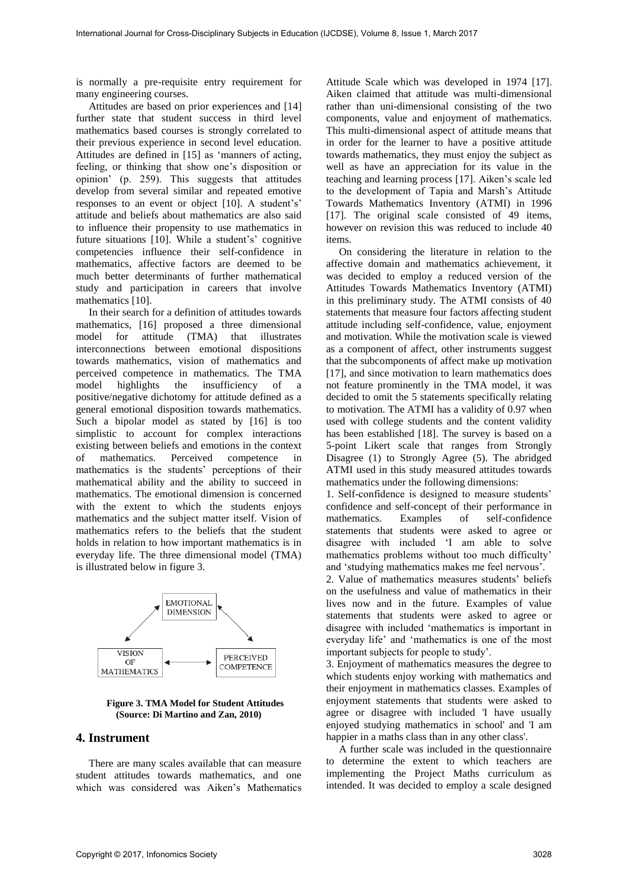is normally a pre-requisite entry requirement for many engineering courses.

Attitudes are based on prior experiences and [14] further state that student success in third level mathematics based courses is strongly correlated to their previous experience in second level education. Attitudes are defined in [15] as 'manners of acting, feeling, or thinking that show one's disposition or opinion' (p. 259). This suggests that attitudes develop from several similar and repeated emotive responses to an event or object [10]. A student's' attitude and beliefs about mathematics are also said to influence their propensity to use mathematics in future situations [10]. While a student's' cognitive competencies influence their self-confidence in mathematics, affective factors are deemed to be much better determinants of further mathematical study and participation in careers that involve mathematics [10].

In their search for a definition of attitudes towards mathematics, [16] proposed a three dimensional model for attitude (TMA) that illustrates interconnections between emotional dispositions towards mathematics, vision of mathematics and perceived competence in mathematics. The TMA model highlights the insufficiency of a positive/negative dichotomy for attitude defined as a general emotional disposition towards mathematics. Such a bipolar model as stated by [16] is too simplistic to account for complex interactions existing between beliefs and emotions in the context of mathematics. Perceived competence in mathematics is the students' perceptions of their mathematical ability and the ability to succeed in mathematics. The emotional dimension is concerned with the extent to which the students enjoys mathematics and the subject matter itself. Vision of mathematics refers to the beliefs that the student holds in relation to how important mathematics is in everyday life. The three dimensional model (TMA) is illustrated below in figure 3.

EMOTIONAL DIMENSION

VISION OF MATHEMATICS

PERCEIVED COMPETENCE

**Figure 3. TMA Model for Student Attitudes (Source: Di Martino and Zan, 2010)**

## 4. Instrument

There are many scales available that can measure student attitudes towards mathematics, and one which was considered was Aiken's Mathematics Attitude Scale which was developed in 1974 [17]. Aiken claimed that attitude was multi-dimensional rather than uni-dimensional consisting of the two components, value and enjoyment of mathematics. This multi-dimensional aspect of attitude means that in order for the learner to have a positive attitude towards mathematics, they must enjoy the subject as well as have an appreciation for its value in the teaching and learning process [17]. Aiken's scale led to the development of Tapia and Marsh's Attitude Towards Mathematics Inventory (ATMI) in 1996 [17]. The original scale consisted of 49 items, however on revision this was reduced to include 40 items.

On considering the literature in relation to the affective domain and mathematics achievement, it was decided to employ a reduced version of the Attitudes Towards Mathematics Inventory (ATMI) in this preliminary study. The ATMI consists of 40 statements that measure four factors affecting student attitude including self-confidence, value, enjoyment and motivation. While the motivation scale is viewed as a component of affect, other instruments suggest that the subcomponents of affect make up motivation [17], and since motivation to learn mathematics does not feature prominently in the TMA model, it was decided to omit the 5 statements specifically relating to motivation. The ATMI has a validity of 0.97 when used with college students and the content validity has been established [18]. The survey is based on a 5-point Likert scale that ranges from Strongly Disagree (1) to Strongly Agree (5). The abridged ATMI in this study measured attitudes towards mathematics under the following dimensions:

1. Self-confidence is designed to measure students' confidence and self-concept of their performance in mathematics. Examples of self-confidence statements that students were asked to agree or disagree with included 'I am able to solve mathematics problems without too much difficulty' and 'studying mathematics makes me feel nervous'.
2. Value of mathematics measures students' beliefs on the usefulness and value of mathematics in their lives now and in the future. Examples of value statements that students were asked to agree or disagree with included 'mathematics is important in everyday life' and 'mathematics is one of the most important subjects for people to study'.
3. Enjoyment of mathematics measures the degree to which students enjoy working with mathematics and their enjoyment in mathematics classes. Examples of enjoyment statements that students were asked to agree or disagree with included 'I have usually enjoyed studying mathematics in school' and 'I am happier in a maths class than in any other class'.

A further scale was included in the questionnaire to determine the extent to which teachers are implementing the Project Maths curriculum as intended. It was decided to employ a scale designed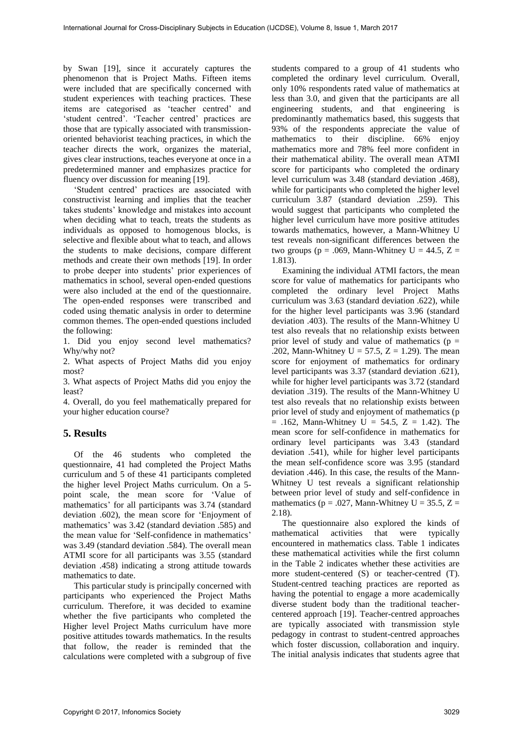by Swan [19], since it accurately captures the phenomenon that is Project Maths. Fifteen items were included that are specifically concerned with student experiences with teaching practices. These items are categorised as 'teacher centred' and 'student centred'. 'Teacher centred' practices are those that are typically associated with transmission-oriented behaviorist teaching practices, in which the teacher directs the work, organizes the material, gives clear instructions, teaches everyone at once in a predetermined manner and emphasizes practice for fluency over discussion for meaning [19].

'Student centred' practices are associated with constructivist learning and implies that the teacher takes students' knowledge and mistakes into account when deciding what to teach, treats the students as individuals as opposed to homogenous blocks, is selective and flexible about what to teach, and allows the students to make decisions, compare different methods and create their own methods [19]. In order to probe deeper into students' prior experiences of mathematics in school, several open-ended questions were also included at the end of the questionnaire. The open-ended responses were transcribed and coded using thematic analysis in order to determine common themes. The open-ended questions included the following:

1. Did you enjoy second level mathematics? Why/why not?
2. What aspects of Project Maths did you enjoy most?
3. What aspects of Project Maths did you enjoy the least?
4. Overall, do you feel mathematically prepared for your higher education course?

## 5. Results

Of the 46 students who completed the questionnaire, 41 had completed the Project Maths curriculum and 5 of these 41 participants completed the higher level Project Maths curriculum. On a 5-point scale, the mean score for 'Value of mathematics' for all participants was 3.74 (standard deviation .602), the mean score for 'Enjoyment of mathematics' was 3.42 (standard deviation .585) and the mean value for 'Self-confidence in mathematics' was 3.49 (standard deviation .584). The overall mean ATMI score for all participants was 3.55 (standard deviation .458) indicating a strong attitude towards mathematics to date.

This particular study is principally concerned with participants who experienced the Project Maths curriculum. Therefore, it was decided to examine whether the five participants who completed the Higher level Project Maths curriculum have more positive attitudes towards mathematics. In the results that follow, the reader is reminded that the calculations were completed with a subgroup of five students compared to a group of 41 students who completed the ordinary level curriculum. Overall, only 10% respondents rated value of mathematics at less than 3.0, and given that the participants are all engineering students, and that engineering is predominantly mathematics based, this suggests that 93% of the respondents appreciate the value of mathematics to their discipline. 66% enjoy mathematics more and 78% feel more confident in their mathematical ability. The overall mean ATMI score for participants who completed the ordinary level curriculum was 3.48 (standard deviation .468), while for participants who completed the higher level curriculum 3.87 (standard deviation .259). This would suggest that participants who completed the higher level curriculum have more positive attitudes towards mathematics, however, a Mann-Whitney U test reveals non-significant differences between the two groups ($p = .069$, Mann-Whitney $U = 44.5$, $Z = 1.813$).

Examining the individual ATMI factors, the mean score for value of mathematics for participants who completed the ordinary level Project Maths curriculum was 3.63 (standard deviation .622), while for the higher level participants was 3.96 (standard deviation .403). The results of the Mann-Whitney U test also reveals that no relationship exists between prior level of study and value of mathematics ($p = .202$, Mann-Whitney $U = 57.5$, $Z = 1.29$). The mean score for enjoyment of mathematics for ordinary level participants was 3.37 (standard deviation .621), while for higher level participants was 3.72 (standard deviation .319). The results of the Mann-Whitney U test also reveals that no relationship exists between prior level of study and enjoyment of mathematics ($p = .162$, Mann-Whitney $U = 54.5$, $Z = 1.42$). The mean score for self-confidence in mathematics for ordinary level participants was 3.43 (standard deviation .541), while for higher level participants the mean self-confidence score was 3.95 (standard deviation .446). In this case, the results of the Mann-Whitney U test reveals a significant relationship between prior level of study and self-confidence in mathematics ($p = .027$, Mann-Whitney $U = 35.5$, $Z = 2.18$).

The questionnaire also explored the kinds of mathematical activities that were typically encountered in mathematics class. Table 1 indicates these mathematical activities while the first column in the Table 2 indicates whether these activities are more student-centered (S) or teacher-centred (T). Student-centred teaching practices are reported as having the potential to engage a more academically diverse student body than the traditional teacher-centered approach [19]. Teacher-centred approaches are typically associated with transmission style pedagogy in contrast to student-centred approaches which foster discussion, collaboration and inquiry. The initial analysis indicates that students agree that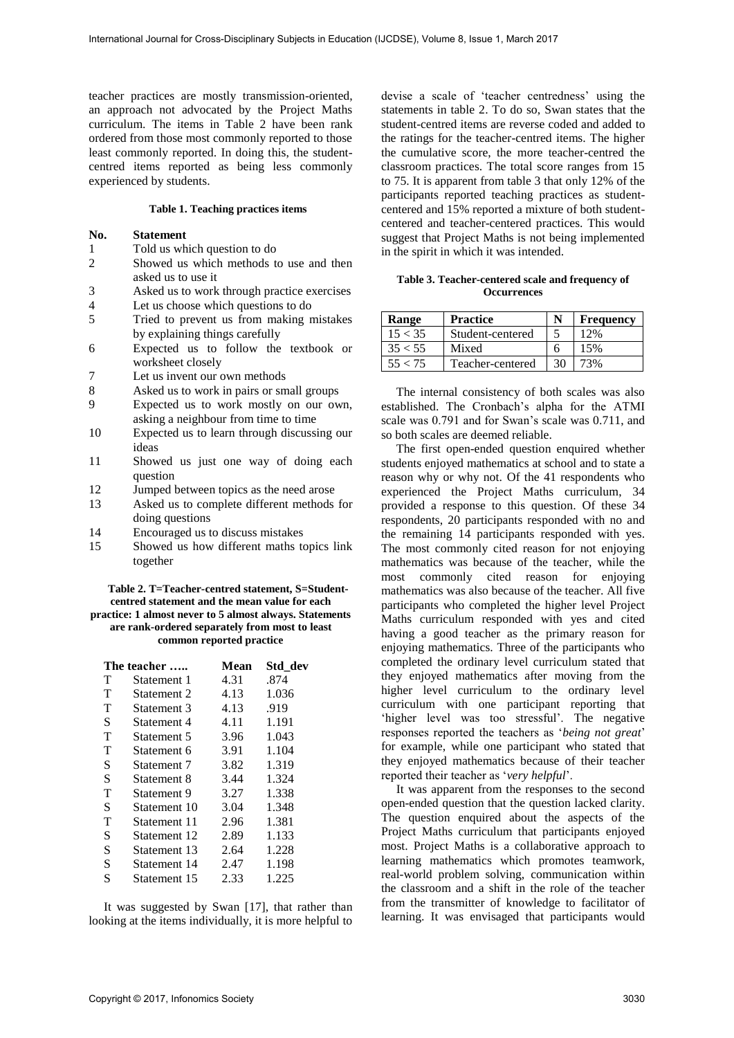teacher practices are mostly transmission-oriented, an approach not advocated by the Project Maths curriculum. The items in Table 2 have been rank ordered from those most commonly reported to those least commonly reported. In doing this, the student-centred items reported as being less commonly experienced by students.

**Table 1. Teaching practices items**

| No. | Statement |
|---|---|
| 1 | Told us which question to do |
| 2 | Showed us which methods to use and then asked us to use it |
| 3 | Asked us to work through practice exercises |
| 4 | Let us choose which questions to do |
| 5 | Tried to prevent us from making mistakes by explaining things carefully |
| 6 | Expected us to follow the textbook or worksheet closely |
| 7 | Let us invent our own methods |
| 8 | Asked us to work in pairs or small groups |
| 9 | Expected us to work mostly on our own, asking a neighbour from time to time |
| 10 | Expected us to learn through discussing our ideas |
| 11 | Showed us just one way of doing each question |
| 12 | Jumped between topics as the need arose |
| 13 | Asked us to complete different methods for doing questions |
| 14 | Encouraged us to discuss mistakes |
| 15 | Showed us how different maths topics link together |

**Table 2. T=Teacher-centred statement, S=Student-centred statement and the mean value for each practice: 1 almost never to 5 almost always. Statements are rank-ordered separately from most to least common reported practice**

| The teacher ….. | | Mean | Std_dev |
|---|---|---|---|
| T | Statement 1 | 4.31 | .874 |
| T | Statement 2 | 4.13 | 1.036 |
| T | Statement 3 | 4.13 | .919 |
| S | Statement 4 | 4.11 | 1.191 |
| T | Statement 5 | 3.96 | 1.043 |
| T | Statement 6 | 3.91 | 1.104 |
| S | Statement 7 | 3.82 | 1.319 |
| S | Statement 8 | 3.44 | 1.324 |
| T | Statement 9 | 3.27 | 1.338 |
| S | Statement 10 | 3.04 | 1.348 |
| T | Statement 11 | 2.96 | 1.381 |
| S | Statement 12 | 2.89 | 1.133 |
| S | Statement 13 | 2.64 | 1.228 |
| S | Statement 14 | 2.47 | 1.198 |
| S | Statement 15 | 2.33 | 1.225 |

It was suggested by Swan [17], that rather than looking at the items individually, it is more helpful to devise a scale of 'teacher centredness' using the statements in table 2. To do so, Swan states that the student-centred items are reverse coded and added to the ratings for the teacher-centred items. The higher the cumulative score, the more teacher-centred the classroom practices. The total score ranges from 15 to 75. It is apparent from table 3 that only 12% of the participants reported teaching practices as student-centered and 15% reported a mixture of both student-centered and teacher-centered practices. This would suggest that Project Maths is not being implemented in the spirit in which it was intended.

**Table 3. Teacher-centered scale and frequency of Occurrences**

| Range | Practice | N | Frequency |
|---|---|---|---|
| 15 < 35 | Student-centered | 5 | 12% |
| 35 < 55 | Mixed | 6 | 15% |
| 55 < 75 | Teacher-centered | 30 | 73% |

The internal consistency of both scales was also established. The Cronbach's alpha for the ATMI scale was 0.791 and for Swan's scale was 0.711, and so both scales are deemed reliable.

The first open-ended question enquired whether students enjoyed mathematics at school and to state a reason why or why not. Of the 41 respondents who experienced the Project Maths curriculum, 34 provided a response to this question. Of these 34 respondents, 20 participants responded with no and the remaining 14 participants responded with yes. The most commonly cited reason for not enjoying mathematics was because of the teacher, while the most commonly cited reason for enjoying mathematics was also because of the teacher. All five participants who completed the higher level Project Maths curriculum responded with yes and cited having a good teacher as the primary reason for enjoying mathematics. Three of the participants who completed the ordinary level curriculum stated that they enjoyed mathematics after moving from the higher level curriculum to the ordinary level curriculum with one participant reporting that 'higher level was too stressful'. The negative responses reported the teachers as '*being not great*' for example, while one participant who stated that they enjoyed mathematics because of their teacher reported their teacher as '*very helpful*'.

It was apparent from the responses to the second open-ended question that the question lacked clarity. The question enquired about the aspects of the Project Maths curriculum that participants enjoyed most. Project Maths is a collaborative approach to learning mathematics which promotes teamwork, real-world problem solving, communication within the classroom and a shift in the role of the teacher from the transmitter of knowledge to facilitator of learning. It was envisaged that participants would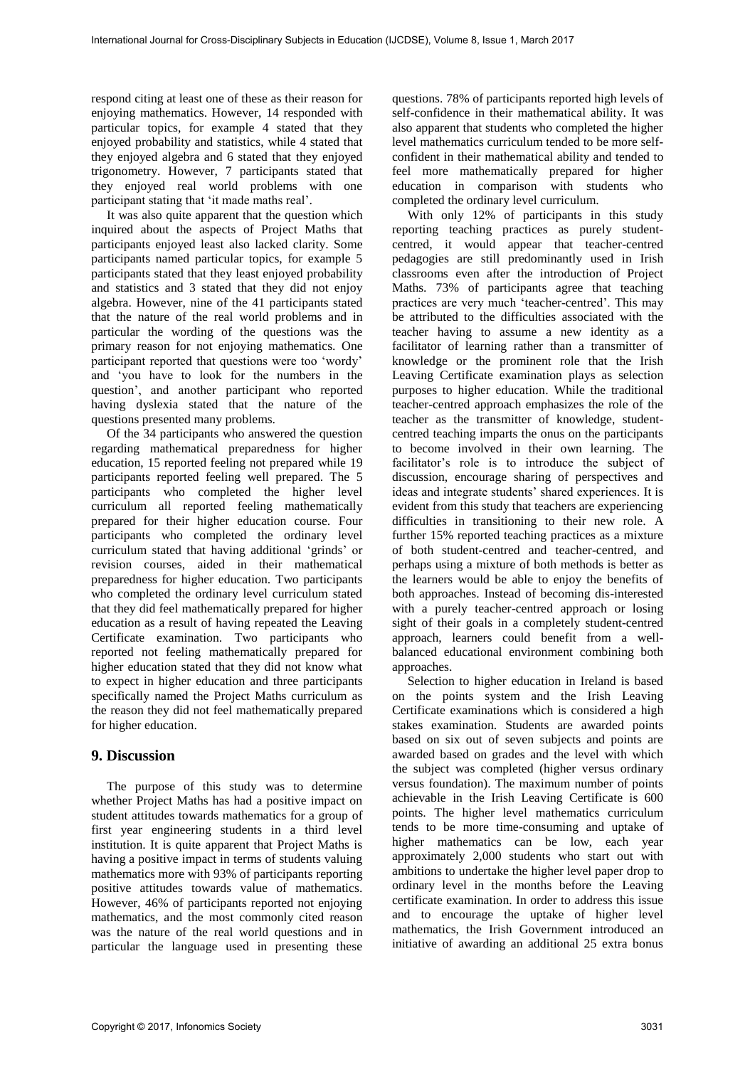respond citing at least one of these as their reason for enjoying mathematics. However, 14 responded with particular topics, for example 4 stated that they enjoyed probability and statistics, while 4 stated that they enjoyed algebra and 6 stated that they enjoyed trigonometry. However, 7 participants stated that they enjoyed real world problems with one participant stating that 'it made maths real'.

It was also quite apparent that the question which inquired about the aspects of Project Maths that participants enjoyed least also lacked clarity. Some participants named particular topics, for example 5 participants stated that they least enjoyed probability and statistics and 3 stated that they did not enjoy algebra. However, nine of the 41 participants stated that the nature of the real world problems and in particular the wording of the questions was the primary reason for not enjoying mathematics. One participant reported that questions were too 'wordy' and 'you have to look for the numbers in the question', and another participant who reported having dyslexia stated that the nature of the questions presented many problems.

Of the 34 participants who answered the question regarding mathematical preparedness for higher education, 15 reported feeling not prepared while 19 participants reported feeling well prepared. The 5 participants who completed the higher level curriculum all reported feeling mathematically prepared for their higher education course. Four participants who completed the ordinary level curriculum stated that having additional 'grinds' or revision courses, aided in their mathematical preparedness for higher education. Two participants who completed the ordinary level curriculum stated that they did feel mathematically prepared for higher education as a result of having repeated the Leaving Certificate examination. Two participants who reported not feeling mathematically prepared for higher education stated that they did not know what to expect in higher education and three participants specifically named the Project Maths curriculum as the reason they did not feel mathematically prepared for higher education.

## 9. Discussion

The purpose of this study was to determine whether Project Maths has had a positive impact on student attitudes towards mathematics for a group of first year engineering students in a third level institution. It is quite apparent that Project Maths is having a positive impact in terms of students valuing mathematics more with 93% of participants reporting positive attitudes towards value of mathematics. However, 46% of participants reported not enjoying mathematics, and the most commonly cited reason was the nature of the real world questions and in particular the language used in presenting these questions. 78% of participants reported high levels of self-confidence in their mathematical ability. It was also apparent that students who completed the higher level mathematics curriculum tended to be more self-confident in their mathematical ability and tended to feel more mathematically prepared for higher education in comparison with students who completed the ordinary level curriculum.

With only 12% of participants in this study reporting teaching practices as purely student-centred, it would appear that teacher-centred pedagogies are still predominantly used in Irish classrooms even after the introduction of Project Maths. 73% of participants agree that teaching practices are very much 'teacher-centred'. This may be attributed to the difficulties associated with the teacher having to assume a new identity as a facilitator of learning rather than a transmitter of knowledge or the prominent role that the Irish Leaving Certificate examination plays as selection purposes to higher education. While the traditional teacher-centred approach emphasizes the role of the teacher as the transmitter of knowledge, student-centred teaching imparts the onus on the participants to become involved in their own learning. The facilitator's role is to introduce the subject of discussion, encourage sharing of perspectives and ideas and integrate students' shared experiences. It is evident from this study that teachers are experiencing difficulties in transitioning to their new role. A further 15% reported teaching practices as a mixture of both student-centred and teacher-centred, and perhaps using a mixture of both methods is better as the learners would be able to enjoy the benefits of both approaches. Instead of becoming dis-interested with a purely teacher-centred approach or losing sight of their goals in a completely student-centred approach, learners could benefit from a well-balanced educational environment combining both approaches.

Selection to higher education in Ireland is based on the points system and the Irish Leaving Certificate examinations which is considered a high stakes examination. Students are awarded points based on six out of seven subjects and points are awarded based on grades and the level with which the subject was completed (higher versus ordinary versus foundation). The maximum number of points achievable in the Irish Leaving Certificate is 600 points. The higher level mathematics curriculum tends to be more time-consuming and uptake of higher mathematics can be low, each year approximately 2,000 students who start out with ambitions to undertake the higher level paper drop to ordinary level in the months before the Leaving certificate examination. In order to address this issue and to encourage the uptake of higher level mathematics, the Irish Government introduced an initiative of awarding an additional 25 extra bonus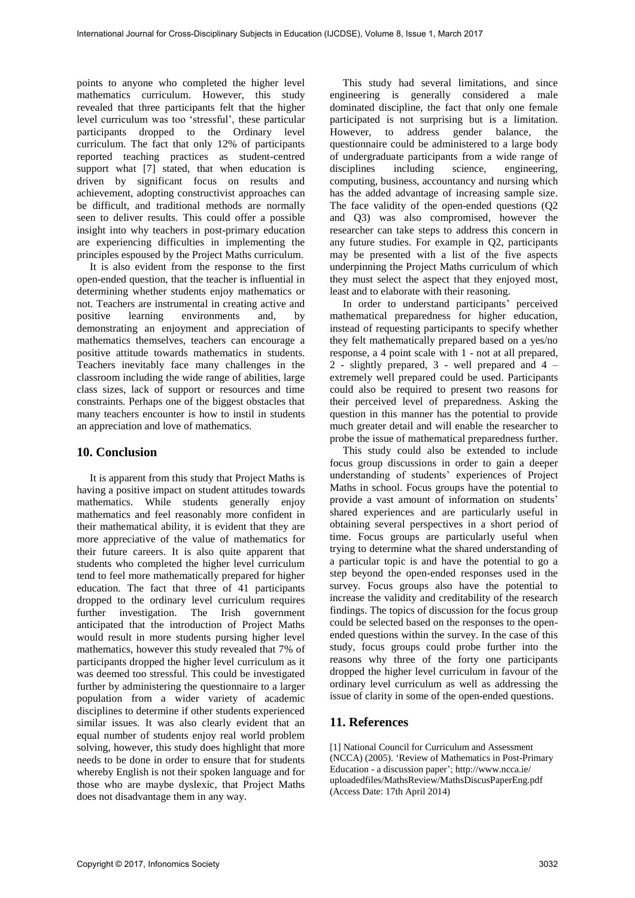points to anyone who completed the higher level mathematics curriculum. However, this study revealed that three participants felt that the higher level curriculum was too 'stressful', these particular participants dropped to the Ordinary level curriculum. The fact that only 12% of participants reported teaching practices as student-centred support what [7] stated, that when education is driven by significant focus on results and achievement, adopting constructivist approaches can be difficult, and traditional methods are normally seen to deliver results. This could offer a possible insight into why teachers in post-primary education are experiencing difficulties in implementing the principles espoused by the Project Maths curriculum.

It is also evident from the response to the first open-ended question, that the teacher is influential in determining whether students enjoy mathematics or not. Teachers are instrumental in creating active and positive learning environments and, by demonstrating an enjoyment and appreciation of mathematics themselves, teachers can encourage a positive attitude towards mathematics in students. Teachers inevitably face many challenges in the classroom including the wide range of abilities, large class sizes, lack of support or resources and time constraints. Perhaps one of the biggest obstacles that many teachers encounter is how to instil in students an appreciation and love of mathematics.

## 10. Conclusion

It is apparent from this study that Project Maths is having a positive impact on student attitudes towards mathematics. While students generally enjoy mathematics and feel reasonably more confident in their mathematical ability, it is evident that they are more appreciative of the value of mathematics for their future careers. It is also quite apparent that students who completed the higher level curriculum tend to feel more mathematically prepared for higher education. The fact that three of 41 participants dropped to the ordinary level curriculum requires further investigation. The Irish government anticipated that the introduction of Project Maths would result in more students pursing higher level mathematics, however this study revealed that 7% of participants dropped the higher level curriculum as it was deemed too stressful. This could be investigated further by administering the questionnaire to a larger population from a wider variety of academic disciplines to determine if other students experienced similar issues. It was also clearly evident that an equal number of students enjoy real world problem solving, however, this study does highlight that more needs to be done in order to ensure that for students whereby English is not their spoken language and for those who are maybe dyslexic, that Project Maths does not disadvantage them in any way.

This study had several limitations, and since engineering is generally considered a male dominated discipline, the fact that only one female participated is not surprising but is a limitation. However, to address gender balance, the questionnaire could be administered to a large body of undergraduate participants from a wide range of disciplines including science, engineering, computing, business, accountancy and nursing which has the added advantage of increasing sample size. The face validity of the open-ended questions (Q2 and Q3) was also compromised, however the researcher can take steps to address this concern in any future studies. For example in Q2, participants may be presented with a list of the five aspects underpinning the Project Maths curriculum of which they must select the aspect that they enjoyed most, least and to elaborate with their reasoning.

In order to understand participants' perceived mathematical preparedness for higher education, instead of requesting participants to specify whether they felt mathematically prepared based on a yes/no response, a 4 point scale with 1 - not at all prepared, 2 - slightly prepared, 3 - well prepared and 4 – extremely well prepared could be used. Participants could also be required to present two reasons for their perceived level of preparedness. Asking the question in this manner has the potential to provide much greater detail and will enable the researcher to probe the issue of mathematical preparedness further.

This study could also be extended to include focus group discussions in order to gain a deeper understanding of students' experiences of Project Maths in school. Focus groups have the potential to provide a vast amount of information on students' shared experiences and are particularly useful in obtaining several perspectives in a short period of time. Focus groups are particularly useful when trying to determine what the shared understanding of a particular topic is and have the potential to go a step beyond the open-ended responses used in the survey. Focus groups also have the potential to increase the validity and creditability of the research findings. The topics of discussion for the focus group could be selected based on the responses to the open-ended questions within the survey. In the case of this study, focus groups could probe further into the reasons why three of the forty one participants dropped the higher level curriculum in favour of the ordinary level curriculum as well as addressing the issue of clarity in some of the open-ended questions.

## 11. References

[1] National Council for Curriculum and Assessment (NCCA) (2005). 'Review of Mathematics in Post-Primary Education - a discussion paper'; http://www.ncca.ie/uploadedfiles/MathsReview/MathsDiscusPaperEng.pdf (Access Date: 17th April 2014)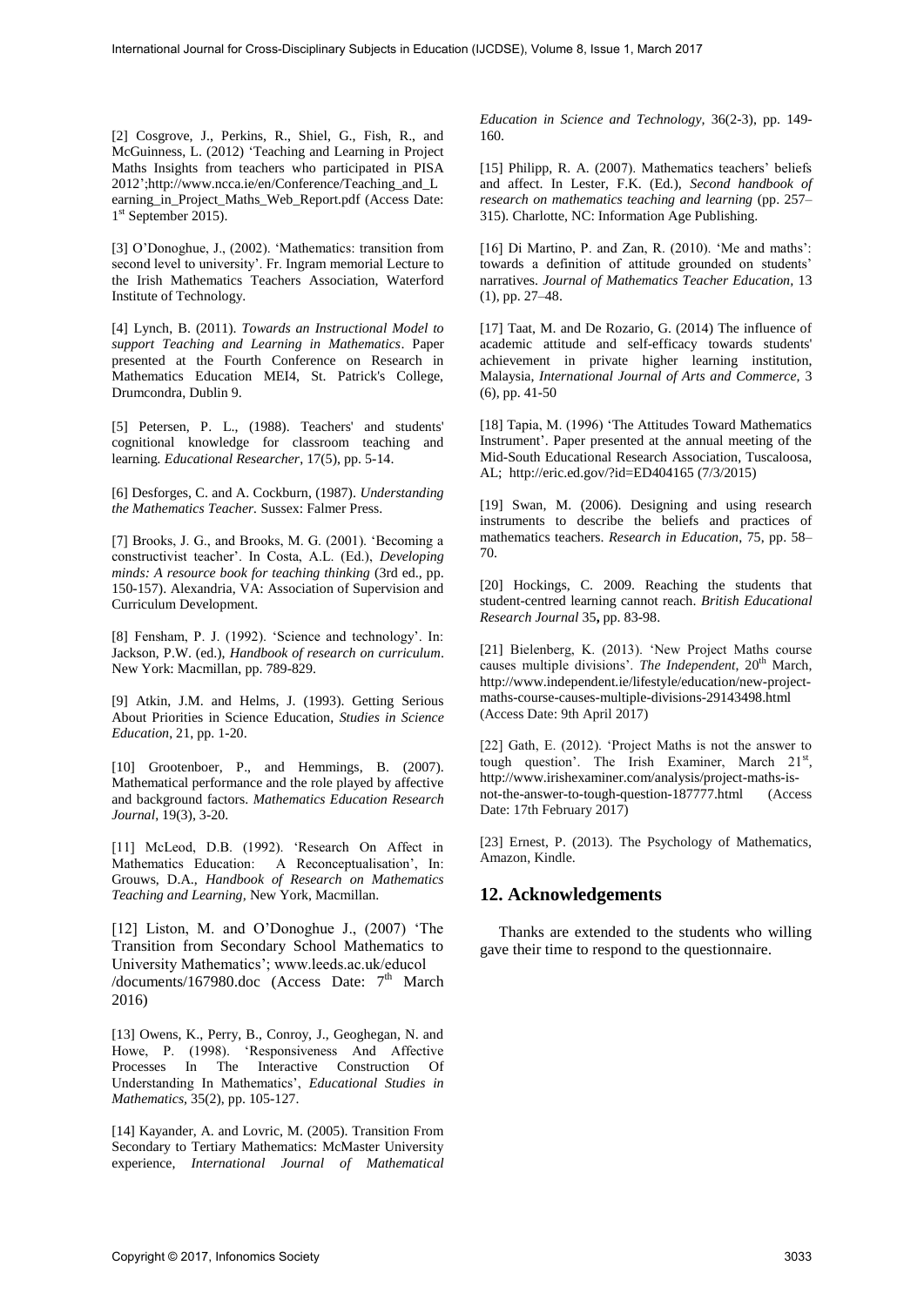[2] Cosgrove, J., Perkins, R., Shiel, G., Fish, R., and McGuinness, L. (2012) 'Teaching and Learning in Project Maths Insights from teachers who participated in PISA 2012';http://www.ncca.ie/en/Conference/Teaching_and_Learning_in_Project_Maths_Web_Report.pdf (Access Date: 1st September 2015).

[3] O'Donoghue, J., (2002). 'Mathematics: transition from second level to university'. Fr. Ingram memorial Lecture to the Irish Mathematics Teachers Association, Waterford Institute of Technology.

[4] Lynch, B. (2011). *Towards an Instructional Model to support Teaching and Learning in Mathematics*. Paper presented at the Fourth Conference on Research in Mathematics Education MEI4, St. Patrick's College, Drumcondra, Dublin 9.

[5] Petersen, P. L., (1988). Teachers' and students' cognitional knowledge for classroom teaching and learning. *Educational Researcher*, 17(5), pp. 5-14.

[6] Desforges, C. and A. Cockburn, (1987). *Understanding the Mathematics Teacher.* Sussex: Falmer Press.

[7] Brooks, J. G., and Brooks, M. G. (2001). 'Becoming a constructivist teacher'. In Costa, A.L. (Ed.), *Developing minds: A resource book for teaching thinking* (3rd ed., pp. 150-157). Alexandria, VA: Association of Supervision and Curriculum Development.

[8] Fensham, P. J. (1992). 'Science and technology'. In: Jackson, P.W. (ed.), *Handbook of research on curriculum*. New York: Macmillan, pp. 789-829.

[9] Atkin, J.M. and Helms, J. (1993). Getting Serious About Priorities in Science Education, *Studies in Science Education*, 21, pp. 1-20.

[10] Grootenboer, P., and Hemmings, B. (2007). Mathematical performance and the role played by affective and background factors. *Mathematics Education Research Journal*, 19(3), 3-20.

[11] McLeod, D.B. (1992). 'Research On Affect in Mathematics Education: A Reconceptualisation', In: Grouws, D.A., *Handbook of Research on Mathematics Teaching and Learning*, New York, Macmillan.

[12] Liston, M. and O'Donoghue J., (2007) 'The Transition from Secondary School Mathematics to University Mathematics'; www.leeds.ac.uk/educol/documents/167980.doc (Access Date: 7th March 2016)

[13] Owens, K., Perry, B., Conroy, J., Geoghegan, N. and Howe, P. (1998). 'Responsiveness And Affective Processes In The Interactive Construction Of Understanding In Mathematics', *Educational Studies in Mathematics*, 35(2), pp. 105-127.

[14] Kayander, A. and Lovric, M. (2005). Transition From Secondary to Tertiary Mathematics: McMaster University experience, *International Journal of Mathematical Education in Science and Technology*, 36(2-3), pp. 149-160.

[15] Philipp, R. A. (2007). Mathematics teachers' beliefs and affect. In Lester, F.K. (Ed.), *Second handbook of research on mathematics teaching and learning* (pp. 257–315). Charlotte, NC: Information Age Publishing.

[16] Di Martino, P. and Zan, R. (2010). 'Me and maths': towards a definition of attitude grounded on students' narratives. *Journal of Mathematics Teacher Education*, 13 (1), pp. 27–48.

[17] Taat, M. and De Rozario, G. (2014) The influence of academic attitude and self-efficacy towards students' achievement in private higher learning institution, Malaysia, *International Journal of Arts and Commerce,* 3 (6), pp. 41-50

[18] Tapia, M. (1996) 'The Attitudes Toward Mathematics Instrument'. Paper presented at the annual meeting of the Mid-South Educational Research Association, Tuscaloosa, AL; http://eric.ed.gov/?id=ED404165 (7/3/2015)

[19] Swan, M. (2006). Designing and using research instruments to describe the beliefs and practices of mathematics teachers. *Research in Education*, 75, pp. 58–70.

[20] Hockings, C. 2009. Reaching the students that student-centred learning cannot reach. *British Educational Research Journal* 35**,** pp. 83-98.

[21] Bielenberg, K. (2013). 'New Project Maths course causes multiple divisions'. *The Independent*, 20th March, http://www.independent.ie/lifestyle/education/new-project-maths-course-causes-multiple-divisions-29143498.html (Access Date: 9th April 2017)

[22] Gath, E. (2012). 'Project Maths is not the answer to tough question'. The Irish Examiner, March 21st, http://www.irishexaminer.com/analysis/project-maths-is-not-the-answer-to-tough-question-187777.html (Access Date: 17th February 2017)

[23] Ernest, P. (2013). The Psychology of Mathematics, Amazon, Kindle.

## 12. Acknowledgements

Thanks are extended to the students who willing gave their time to respond to the questionnaire.